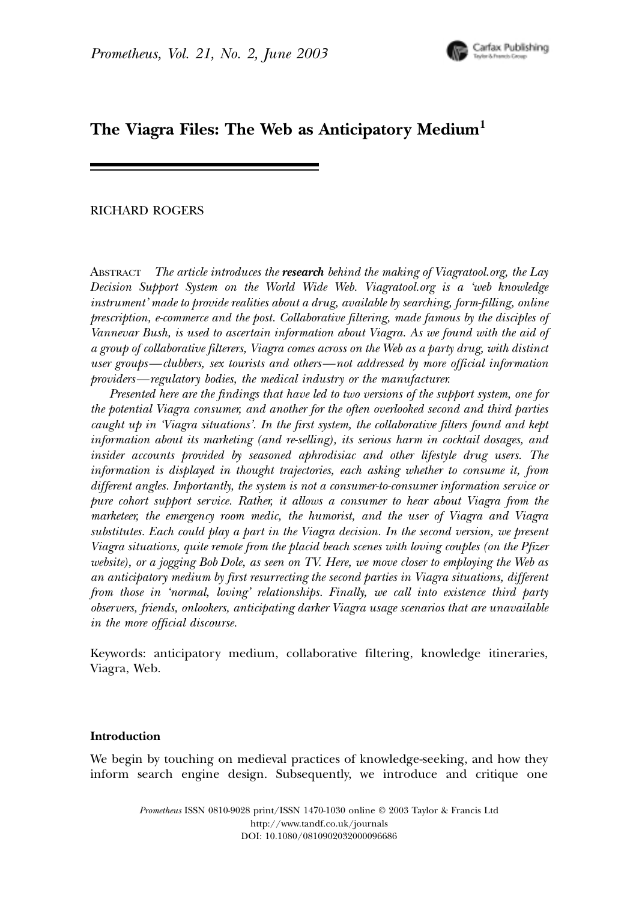# The Viagra Files: The Web as Anticipatory Medium[1]

RICHARD ROGERS

ABSTRACT *The article introduces the* ***research*** *behind the making of Viagratool.org, the Lay Decision Support System on the World Wide Web. Viagratool.org is a 'web knowledge instrument' made to provide realities about a drug, available by searching, form-filling, online prescription, e-commerce and the post. Collaborative filtering, made famous by the disciples of Vannevar Bush, is used to ascertain information about Viagra. As we found with the aid of a group of collaborative filterers, Viagra comes across on the Web as a party drug, with distinct user groups—clubbers, sex tourists and others—not addressed by more official information providers—regulatory bodies, the medical industry or the manufacturer.*

*Presented here are the findings that have led to two versions of the support system, one for the potential Viagra consumer, and another for the often overlooked second and third parties caught up in 'Viagra situations'. In the first system, the collaborative filters found and kept information about its marketing (and re-selling), its serious harm in cocktail dosages, and insider accounts provided by seasoned aphrodisiac and other lifestyle drug users. The information is displayed in thought trajectories, each asking whether to consume it, from different angles. Importantly, the system is not a consumer-to-consumer information service or pure cohort support service. Rather, it allows a consumer to hear about Viagra from the marketeer, the emergency room medic, the humorist, and the user of Viagra and Viagra substitutes. Each could play a part in the Viagra decision. In the second version, we present Viagra situations, quite remote from the placid beach scenes with loving couples (on the Pfizer website), or a jogging Bob Dole, as seen on TV. Here, we move closer to employing the Web as an anticipatory medium by first resurrecting the second parties in Viagra situations, different from those in 'normal, loving' relationships. Finally, we call into existence third party observers, friends, onlookers, anticipating darker Viagra usage scenarios that are unavailable in the more official discourse.*

Keywords: anticipatory medium, collaborative filtering, knowledge itineraries, Viagra, Web.

## Introduction

We begin by touching on medieval practices of knowledge-seeking, and how they inform search engine design. Subsequently, we introduce and critique one

*Prometheus* ISSN 0810-9028 print/ISSN 1470-1030 online © 2003 Taylor & Francis Ltd
http://www.tandf.co.uk/journals
DOI: 10.1080/0810902032000096686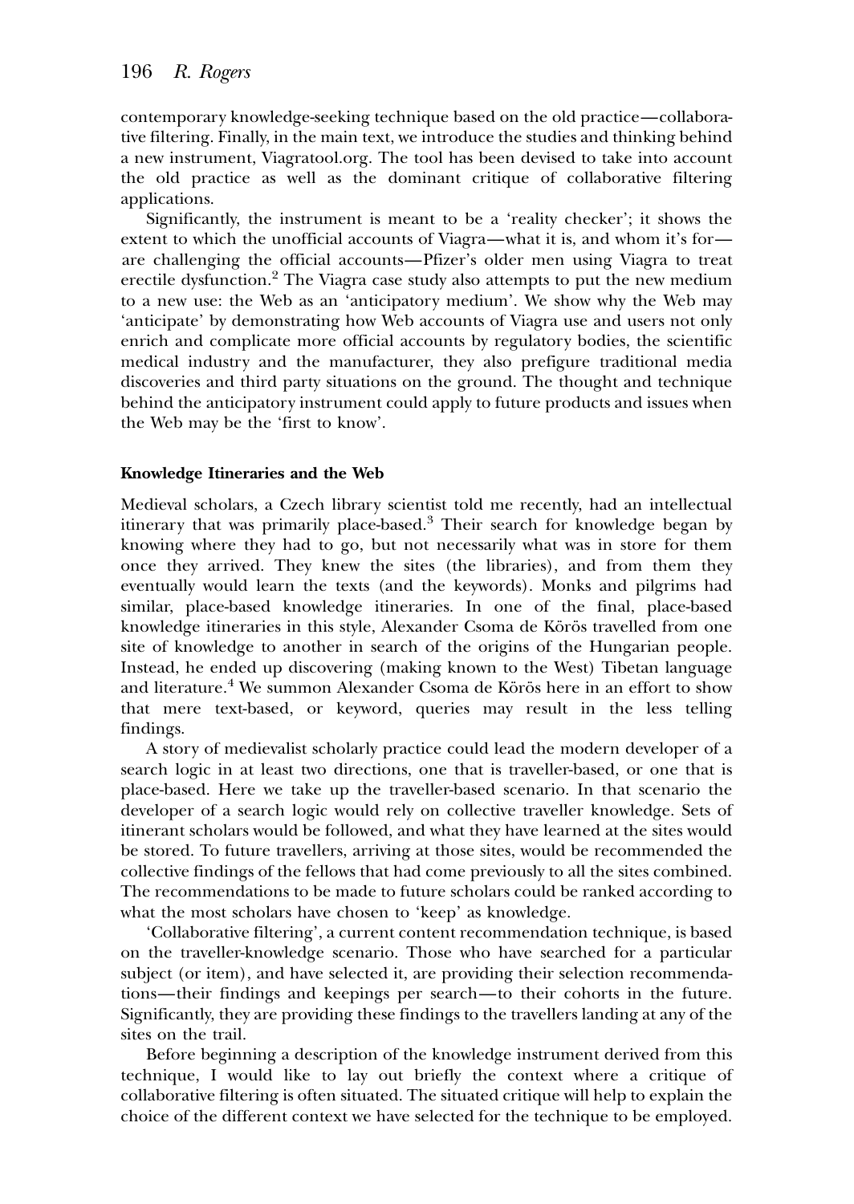contemporary knowledge-seeking technique based on the old practice—collaborative filtering. Finally, in the main text, we introduce the studies and thinking behind a new instrument, Viagratool.org. The tool has been devised to take into account the old practice as well as the dominant critique of collaborative filtering applications.

Significantly, the instrument is meant to be a 'reality checker'; it shows the extent to which the unofficial accounts of Viagra—what it is, and whom it's for—are challenging the official accounts—Pfizer's older men using Viagra to treat erectile dysfunction.[2] The Viagra case study also attempts to put the new medium to a new use: the Web as an 'anticipatory medium'. We show why the Web may 'anticipate' by demonstrating how Web accounts of Viagra use and users not only enrich and complicate more official accounts by regulatory bodies, the scientific medical industry and the manufacturer, they also prefigure traditional media discoveries and third party situations on the ground. The thought and technique behind the anticipatory instrument could apply to future products and issues when the Web may be the 'first to know'.

### Knowledge Itineraries and the Web

Medieval scholars, a Czech library scientist told me recently, had an intellectual itinerary that was primarily place-based.[3] Their search for knowledge began by knowing where they had to go, but not necessarily what was in store for them once they arrived. They knew the sites (the libraries), and from them they eventually would learn the texts (and the keywords). Monks and pilgrims had similar, place-based knowledge itineraries. In one of the final, place-based knowledge itineraries in this style, Alexander Csoma de Körös travelled from one site of knowledge to another in search of the origins of the Hungarian people. Instead, he ended up discovering (making known to the West) Tibetan language and literature.[4] We summon Alexander Csoma de Körös here in an effort to show that mere text-based, or keyword, queries may result in the less telling findings.

A story of medievalist scholarly practice could lead the modern developer of a search logic in at least two directions, one that is traveller-based, or one that is place-based. Here we take up the traveller-based scenario. In that scenario the developer of a search logic would rely on collective traveller knowledge. Sets of itinerant scholars would be followed, and what they have learned at the sites would be stored. To future travellers, arriving at those sites, would be recommended the collective findings of the fellows that had come previously to all the sites combined. The recommendations to be made to future scholars could be ranked according to what the most scholars have chosen to 'keep' as knowledge.

'Collaborative filtering', a current content recommendation technique, is based on the traveller-knowledge scenario. Those who have searched for a particular subject (or item), and have selected it, are providing their selection recommendations—their findings and keepings per search—to their cohorts in the future. Significantly, they are providing these findings to the travellers landing at any of the sites on the trail.

Before beginning a description of the knowledge instrument derived from this technique, I would like to lay out briefly the context where a critique of collaborative filtering is often situated. The situated critique will help to explain the choice of the different context we have selected for the technique to be employed.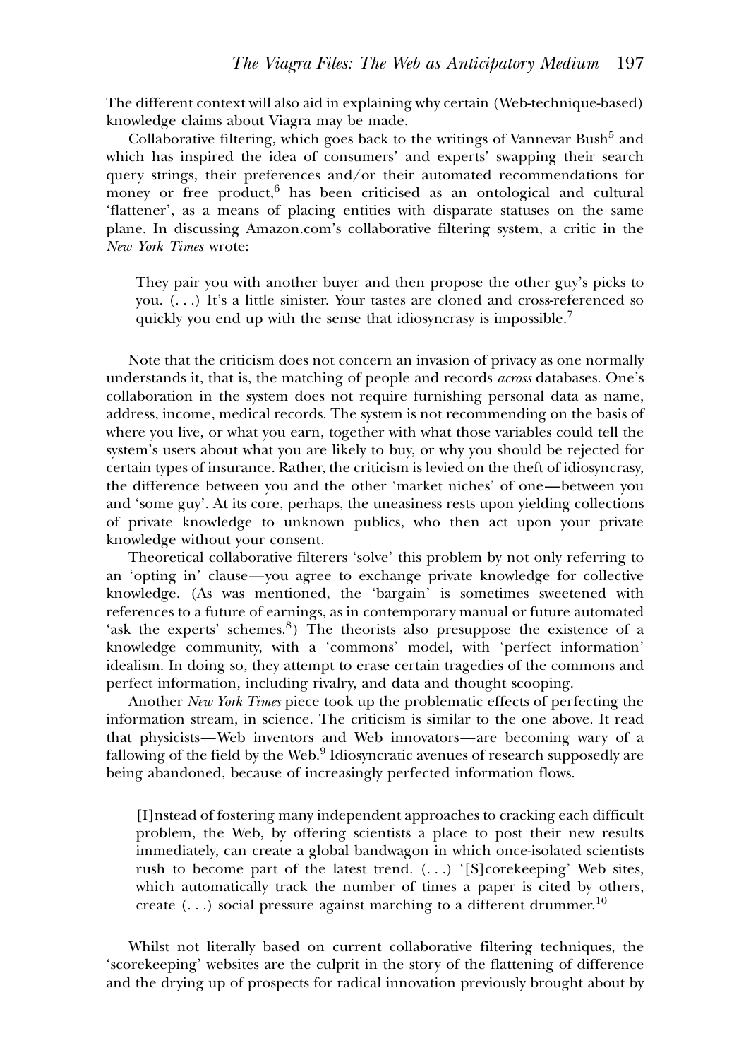The different context will also aid in explaining why certain (Web-technique-based) knowledge claims about Viagra may be made.

Collaborative filtering, which goes back to the writings of Vannevar Bush[5] and which has inspired the idea of consumers' and experts' swapping their search query strings, their preferences and/or their automated recommendations for money or free product,[6] has been criticised as an ontological and cultural 'flattener', as a means of placing entities with disparate statuses on the same plane. In discussing Amazon.com's collaborative filtering system, a critic in the *New York Times* wrote:

> They pair you with another buyer and then propose the other guy's picks to you. (. . .) It's a little sinister. Your tastes are cloned and cross-referenced so quickly you end up with the sense that idiosyncrasy is impossible.[7]

Note that the criticism does not concern an invasion of privacy as one normally understands it, that is, the matching of people and records *across* databases. One's collaboration in the system does not require furnishing personal data as name, address, income, medical records. The system is not recommending on the basis of where you live, or what you earn, together with what those variables could tell the system's users about what you are likely to buy, or why you should be rejected for certain types of insurance. Rather, the criticism is levied on the theft of idiosyncrasy, the difference between you and the other 'market niches' of one—between you and 'some guy'. At its core, perhaps, the uneasiness rests upon yielding collections of private knowledge to unknown publics, who then act upon your private knowledge without your consent.

Theoretical collaborative filterers 'solve' this problem by not only referring to an 'opting in' clause—you agree to exchange private knowledge for collective knowledge. (As was mentioned, the 'bargain' is sometimes sweetened with references to a future of earnings, as in contemporary manual or future automated 'ask the experts' schemes.[8]) The theorists also presuppose the existence of a knowledge community, with a 'commons' model, with 'perfect information' idealism. In doing so, they attempt to erase certain tragedies of the commons and perfect information, including rivalry, and data and thought scooping.

Another *New York Times* piece took up the problematic effects of perfecting the information stream, in science. The criticism is similar to the one above. It read that physicists—Web inventors and Web innovators—are becoming wary of a fallowing of the field by the Web.[9] Idiosyncratic avenues of research supposedly are being abandoned, because of increasingly perfected information flows.

> [I]nstead of fostering many independent approaches to cracking each difficult problem, the Web, by offering scientists a place to post their new results immediately, can create a global bandwagon in which once-isolated scientists rush to become part of the latest trend. (. . .) '[S]corekeeping' Web sites, which automatically track the number of times a paper is cited by others, create (. . .) social pressure against marching to a different drummer.[10]

Whilst not literally based on current collaborative filtering techniques, the 'scorekeeping' websites are the culprit in the story of the flattening of difference and the drying up of prospects for radical innovation previously brought about by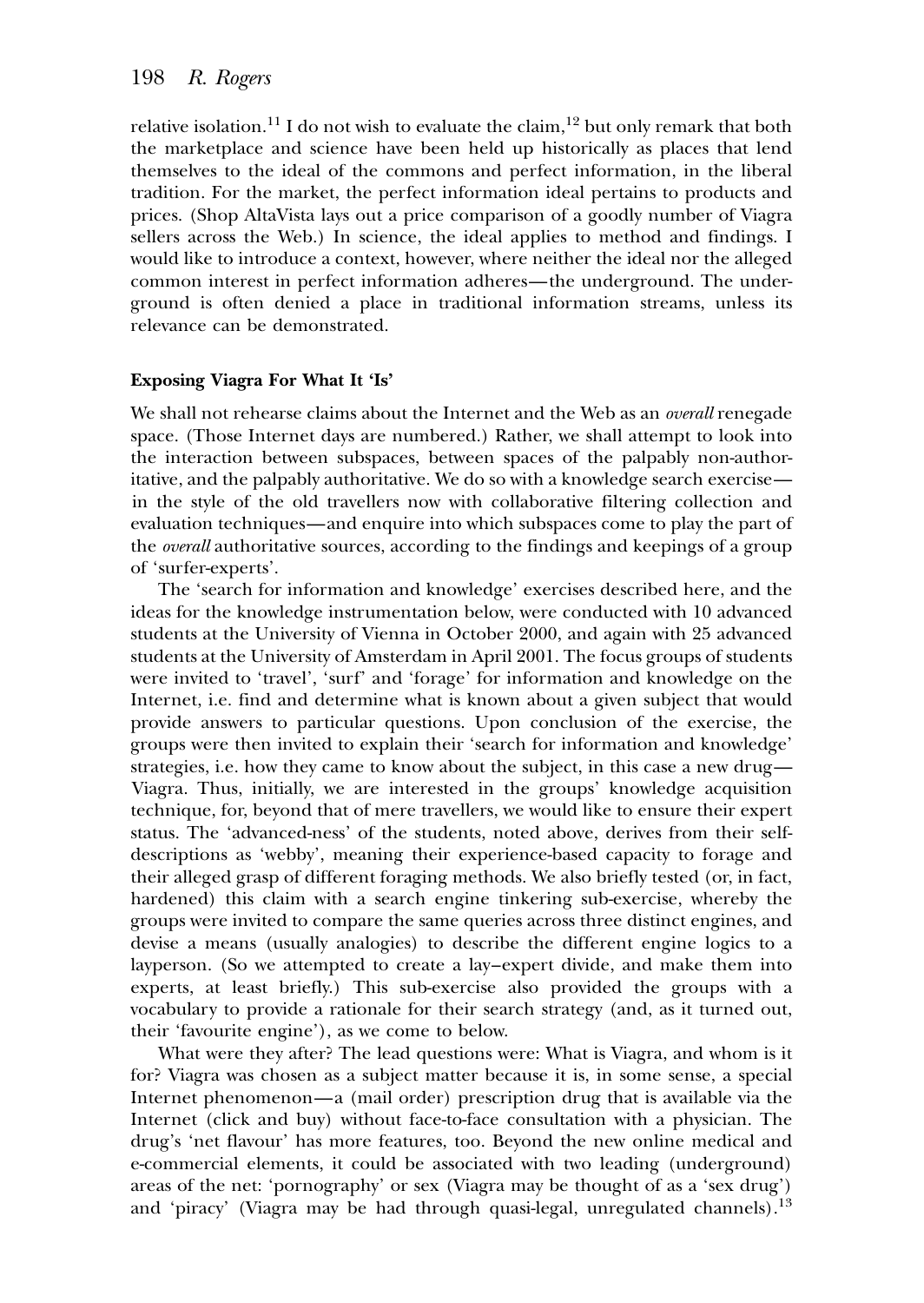relative isolation.[11] I do not wish to evaluate the claim,[12] but only remark that both the marketplace and science have been held up historically as places that lend themselves to the ideal of the commons and perfect information, in the liberal tradition. For the market, the perfect information ideal pertains to products and prices. (Shop AltaVista lays out a price comparison of a goodly number of Viagra sellers across the Web.) In science, the ideal applies to method and findings. I would like to introduce a context, however, where neither the ideal nor the alleged common interest in perfect information adheres—the underground. The underground is often denied a place in traditional information streams, unless its relevance can be demonstrated.

### Exposing Viagra For What It 'Is'

We shall not rehearse claims about the Internet and the Web as an *overall* renegade space. (Those Internet days are numbered.) Rather, we shall attempt to look into the interaction between subspaces, between spaces of the palpably non-authoritative, and the palpably authoritative. We do so with a knowledge search exercise—in the style of the old travellers now with collaborative filtering collection and evaluation techniques—and enquire into which subspaces come to play the part of the *overall* authoritative sources, according to the findings and keepings of a group of 'surfer-experts'.

The 'search for information and knowledge' exercises described here, and the ideas for the knowledge instrumentation below, were conducted with 10 advanced students at the University of Vienna in October 2000, and again with 25 advanced students at the University of Amsterdam in April 2001. The focus groups of students were invited to 'travel', 'surf' and 'forage' for information and knowledge on the Internet, i.e. find and determine what is known about a given subject that would provide answers to particular questions. Upon conclusion of the exercise, the groups were then invited to explain their 'search for information and knowledge' strategies, i.e. how they came to know about the subject, in this case a new drug—Viagra. Thus, initially, we are interested in the groups' knowledge acquisition technique, for, beyond that of mere travellers, we would like to ensure their expert status. The 'advanced-ness' of the students, noted above, derives from their self-descriptions as 'webby', meaning their experience-based capacity to forage and their alleged grasp of different foraging methods. We also briefly tested (or, in fact, hardened) this claim with a search engine tinkering sub-exercise, whereby the groups were invited to compare the same queries across three distinct engines, and devise a means (usually analogies) to describe the different engine logics to a layperson. (So we attempted to create a lay–expert divide, and make them into experts, at least briefly.) This sub-exercise also provided the groups with a vocabulary to provide a rationale for their search strategy (and, as it turned out, their 'favourite engine'), as we come to below.

What were they after? The lead questions were: What is Viagra, and whom is it for? Viagra was chosen as a subject matter because it is, in some sense, a special Internet phenomenon—a (mail order) prescription drug that is available via the Internet (click and buy) without face-to-face consultation with a physician. The drug's 'net flavour' has more features, too. Beyond the new online medical and e-commercial elements, it could be associated with two leading (underground) areas of the net: 'pornography' or sex (Viagra may be thought of as a 'sex drug') and 'piracy' (Viagra may be had through quasi-legal, unregulated channels).[13]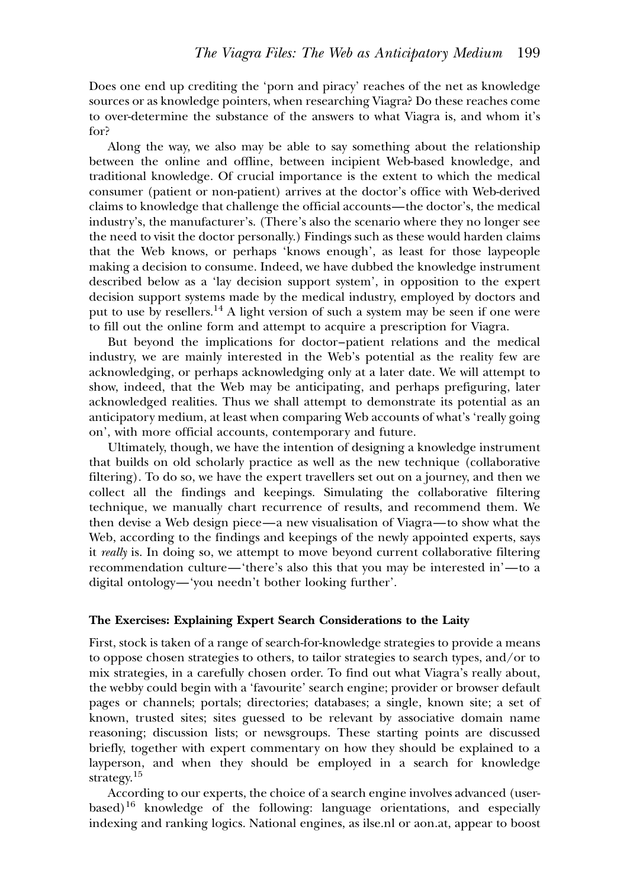Does one end up crediting the 'porn and piracy' reaches of the net as knowledge sources or as knowledge pointers, when researching Viagra? Do these reaches come to over-determine the substance of the answers to what Viagra is, and whom it's for?

Along the way, we also may be able to say something about the relationship between the online and offline, between incipient Web-based knowledge, and traditional knowledge. Of crucial importance is the extent to which the medical consumer (patient or non-patient) arrives at the doctor's office with Web-derived claims to knowledge that challenge the official accounts—the doctor's, the medical industry's, the manufacturer's. (There's also the scenario where they no longer see the need to visit the doctor personally.) Findings such as these would harden claims that the Web knows, or perhaps 'knows enough', as least for those laypeople making a decision to consume. Indeed, we have dubbed the knowledge instrument described below as a 'lay decision support system', in opposition to the expert decision support systems made by the medical industry, employed by doctors and put to use by resellers.[14] A light version of such a system may be seen if one were to fill out the online form and attempt to acquire a prescription for Viagra.

But beyond the implications for doctor–patient relations and the medical industry, we are mainly interested in the Web's potential as the reality few are acknowledging, or perhaps acknowledging only at a later date. We will attempt to show, indeed, that the Web may be anticipating, and perhaps prefiguring, later acknowledged realities. Thus we shall attempt to demonstrate its potential as an anticipatory medium, at least when comparing Web accounts of what's 'really going on', with more official accounts, contemporary and future.

Ultimately, though, we have the intention of designing a knowledge instrument that builds on old scholarly practice as well as the new technique (collaborative filtering). To do so, we have the expert travellers set out on a journey, and then we collect all the findings and keepings. Simulating the collaborative filtering technique, we manually chart recurrence of results, and recommend them. We then devise a Web design piece—a new visualisation of Viagra—to show what the Web, according to the findings and keepings of the newly appointed experts, says it *really* is. In doing so, we attempt to move beyond current collaborative filtering recommendation culture—'there's also this that you may be interested in'—to a digital ontology—'you needn't bother looking further'.

**The Exercises: Explaining Expert Search Considerations to the Laity**

First, stock is taken of a range of search-for-knowledge strategies to provide a means to oppose chosen strategies to others, to tailor strategies to search types, and/or to mix strategies, in a carefully chosen order. To find out what Viagra's really about, the webby could begin with a 'favourite' search engine; provider or browser default pages or channels; portals; directories; databases; a single, known site; a set of known, trusted sites; sites guessed to be relevant by associative domain name reasoning; discussion lists; or newsgroups. These starting points are discussed briefly, together with expert commentary on how they should be explained to a layperson, and when they should be employed in a search for knowledge strategy.[15]

According to our experts, the choice of a search engine involves advanced (user-based)[16] knowledge of the following: language orientations, and especially indexing and ranking logics. National engines, as ilse.nl or aon.at, appear to boost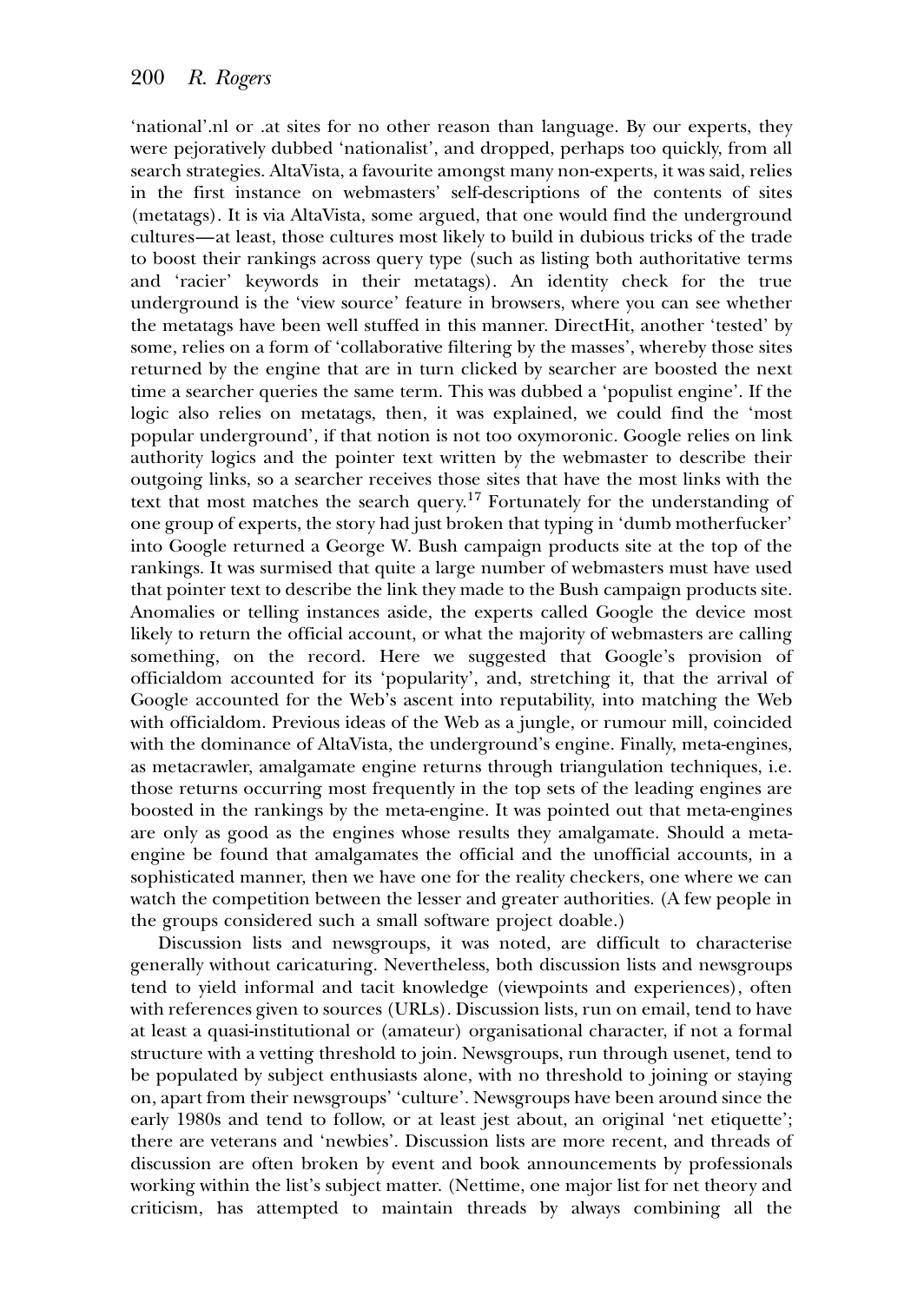'national'.nl or .at sites for no other reason than language. By our experts, they were pejoratively dubbed 'nationalist', and dropped, perhaps too quickly, from all search strategies. AltaVista, a favourite amongst many non-experts, it was said, relies in the first instance on webmasters' self-descriptions of the contents of sites (metatags). It is via AltaVista, some argued, that one would find the underground cultures—at least, those cultures most likely to build in dubious tricks of the trade to boost their rankings across query type (such as listing both authoritative terms and 'racier' keywords in their metatags). An identity check for the true underground is the 'view source' feature in browsers, where you can see whether the metatags have been well stuffed in this manner. DirectHit, another 'tested' by some, relies on a form of 'collaborative filtering by the masses', whereby those sites returned by the engine that are in turn clicked by searcher are boosted the next time a searcher queries the same term. This was dubbed a 'populist engine'. If the logic also relies on metatags, then, it was explained, we could find the 'most popular underground', if that notion is not too oxymoronic. Google relies on link authority logics and the pointer text written by the webmaster to describe their outgoing links, so a searcher receives those sites that have the most links with the text that most matches the search query.[17] Fortunately for the understanding of one group of experts, the story had just broken that typing in 'dumb motherfucker' into Google returned a George W. Bush campaign products site at the top of the rankings. It was surmised that quite a large number of webmasters must have used that pointer text to describe the link they made to the Bush campaign products site. Anomalies or telling instances aside, the experts called Google the device most likely to return the official account, or what the majority of webmasters are calling something, on the record. Here we suggested that Google's provision of officialdom accounted for its 'popularity', and, stretching it, that the arrival of Google accounted for the Web's ascent into reputability, into matching the Web with officialdom. Previous ideas of the Web as a jungle, or rumour mill, coincided with the dominance of AltaVista, the underground's engine. Finally, meta-engines, as metacrawler, amalgamate engine returns through triangulation techniques, i.e. those returns occurring most frequently in the top sets of the leading engines are boosted in the rankings by the meta-engine. It was pointed out that meta-engines are only as good as the engines whose results they amalgamate. Should a meta-engine be found that amalgamates the official and the unofficial accounts, in a sophisticated manner, then we have one for the reality checkers, one where we can watch the competition between the lesser and greater authorities. (A few people in the groups considered such a small software project doable.)

Discussion lists and newsgroups, it was noted, are difficult to characterise generally without caricaturing. Nevertheless, both discussion lists and newsgroups tend to yield informal and tacit knowledge (viewpoints and experiences), often with references given to sources (URLs). Discussion lists, run on email, tend to have at least a quasi-institutional or (amateur) organisational character, if not a formal structure with a vetting threshold to join. Newsgroups, run through usenet, tend to be populated by subject enthusiasts alone, with no threshold to joining or staying on, apart from their newsgroups' 'culture'. Newsgroups have been around since the early 1980s and tend to follow, or at least jest about, an original 'net etiquette'; there are veterans and 'newbies'. Discussion lists are more recent, and threads of discussion are often broken by event and book announcements by professionals working within the list's subject matter. (Nettime, one major list for net theory and criticism, has attempted to maintain threads by always combining all the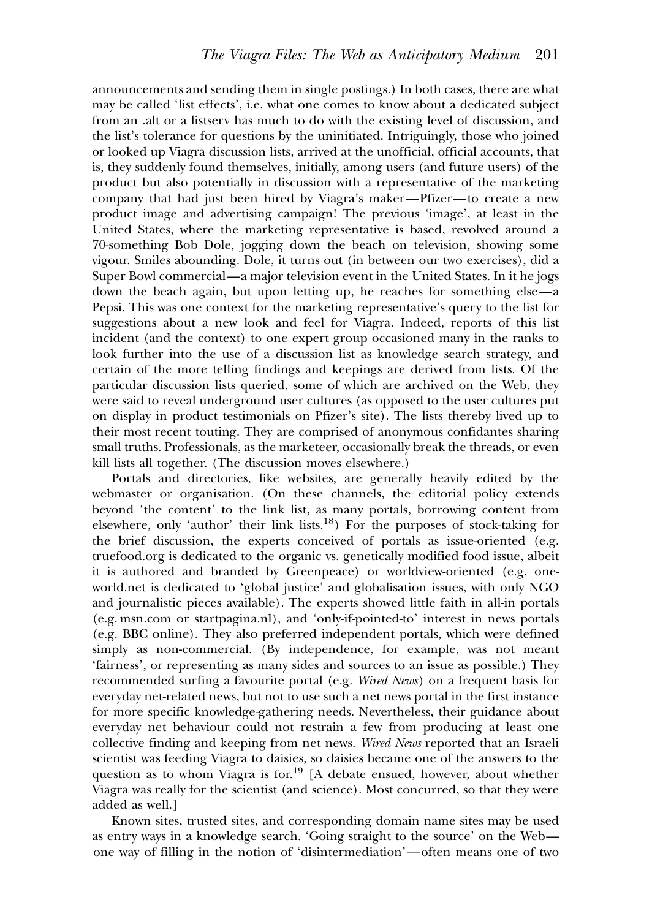announcements and sending them in single postings.) In both cases, there are what may be called 'list effects', i.e. what one comes to know about a dedicated subject from an .alt or a listserv has much to do with the existing level of discussion, and the list's tolerance for questions by the uninitiated. Intriguingly, those who joined or looked up Viagra discussion lists, arrived at the unofficial, official accounts, that is, they suddenly found themselves, initially, among users (and future users) of the product but also potentially in discussion with a representative of the marketing company that had just been hired by Viagra's maker—Pfizer—to create a new product image and advertising campaign! The previous 'image', at least in the United States, where the marketing representative is based, revolved around a 70-something Bob Dole, jogging down the beach on television, showing some vigour. Smiles abounding. Dole, it turns out (in between our two exercises), did a Super Bowl commercial—a major television event in the United States. In it he jogs down the beach again, but upon letting up, he reaches for something else—a Pepsi. This was one context for the marketing representative's query to the list for suggestions about a new look and feel for Viagra. Indeed, reports of this list incident (and the context) to one expert group occasioned many in the ranks to look further into the use of a discussion list as knowledge search strategy, and certain of the more telling findings and keepings are derived from lists. Of the particular discussion lists queried, some of which are archived on the Web, they were said to reveal underground user cultures (as opposed to the user cultures put on display in product testimonials on Pfizer's site). The lists thereby lived up to their most recent touting. They are comprised of anonymous confidantes sharing small truths. Professionals, as the marketeer, occasionally break the threads, or even kill lists all together. (The discussion moves elsewhere.)

Portals and directories, like websites, are generally heavily edited by the webmaster or organisation. (On these channels, the editorial policy extends beyond 'the content' to the link list, as many portals, borrowing content from elsewhere, only 'author' their link lists.[18]) For the purposes of stock-taking for the brief discussion, the experts conceived of portals as issue-oriented (e.g. truefood.org is dedicated to the organic vs. genetically modified food issue, albeit it is authored and branded by Greenpeace) or worldview-oriented (e.g. oneworld.net is dedicated to 'global justice' and globalisation issues, with only NGO and journalistic pieces available). The experts showed little faith in all-in portals (e.g. msn.com or startpagina.nl), and 'only-if-pointed-to' interest in news portals (e.g. BBC online). They also preferred independent portals, which were defined simply as non-commercial. (By independence, for example, was not meant 'fairness', or representing as many sides and sources to an issue as possible.) They recommended surfing a favourite portal (e.g. *Wired News*) on a frequent basis for everyday net-related news, but not to use such a net news portal in the first instance for more specific knowledge-gathering needs. Nevertheless, their guidance about everyday net behaviour could not restrain a few from producing at least one collective finding and keeping from net news. *Wired News* reported that an Israeli scientist was feeding Viagra to daisies, so daisies became one of the answers to the question as to whom Viagra is for.[19] [A debate ensued, however, about whether Viagra was really for the scientist (and science). Most concurred, so that they were added as well.]

Known sites, trusted sites, and corresponding domain name sites may be used as entry ways in a knowledge search. 'Going straight to the source' on the Web—one way of filling in the notion of 'disintermediation'—often means one of two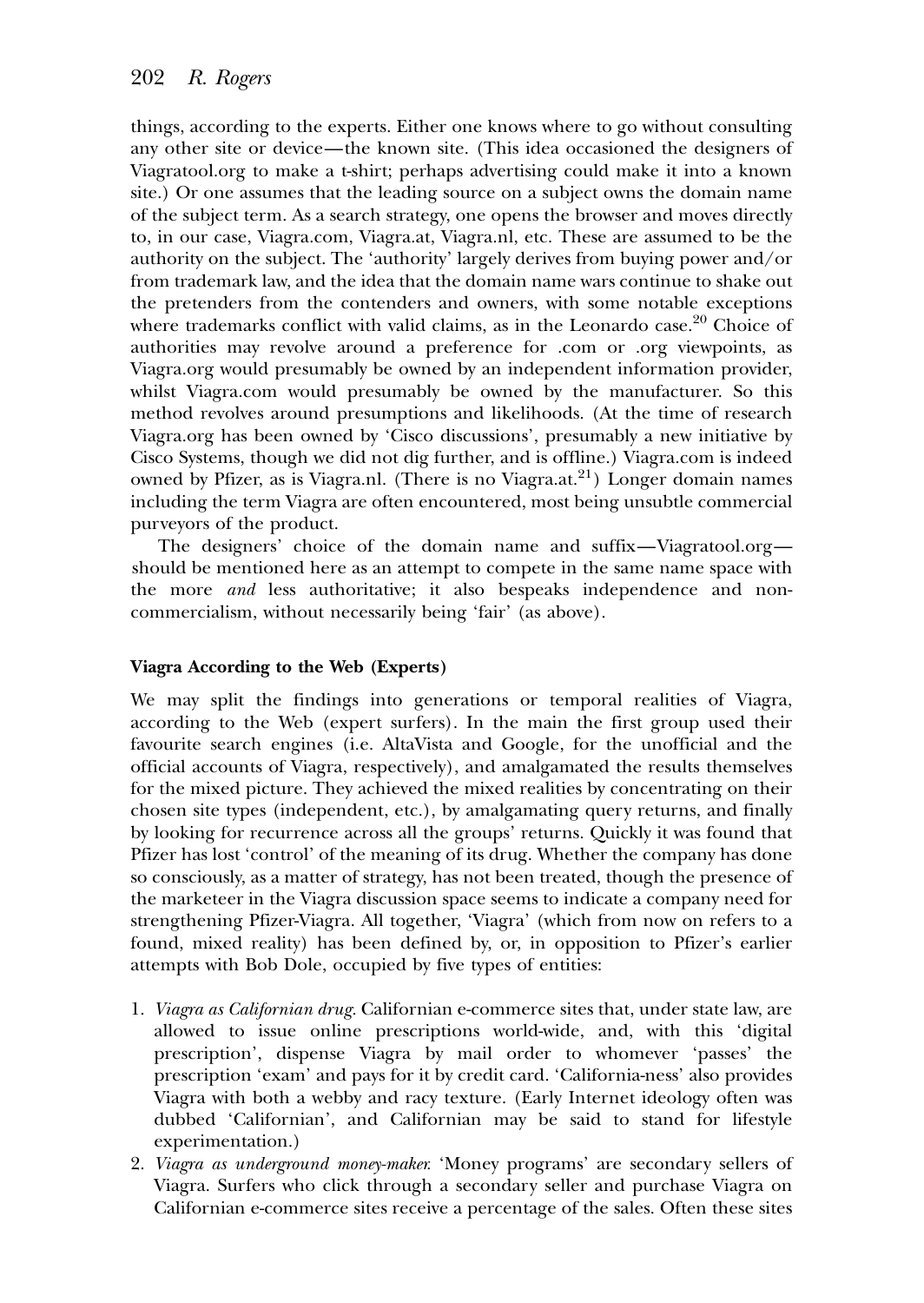things, according to the experts. Either one knows where to go without consulting any other site or device—the known site. (This idea occasioned the designers of Viagratool.org to make a t-shirt; perhaps advertising could make it into a known site.) Or one assumes that the leading source on a subject owns the domain name of the subject term. As a search strategy, one opens the browser and moves directly to, in our case, Viagra.com, Viagra.at, Viagra.nl, etc. These are assumed to be the authority on the subject. The 'authority' largely derives from buying power and/or from trademark law, and the idea that the domain name wars continue to shake out the pretenders from the contenders and owners, with some notable exceptions where trademarks conflict with valid claims, as in the Leonardo case.[20] Choice of authorities may revolve around a preference for .com or .org viewpoints, as Viagra.org would presumably be owned by an independent information provider, whilst Viagra.com would presumably be owned by the manufacturer. So this method revolves around presumptions and likelihoods. (At the time of research Viagra.org has been owned by 'Cisco discussions', presumably a new initiative by Cisco Systems, though we did not dig further, and is offline.) Viagra.com is indeed owned by Pfizer, as is Viagra.nl. (There is no Viagra.at.[21]) Longer domain names including the term Viagra are often encountered, most being unsubtle commercial purveyors of the product.

The designers' choice of the domain name and suffix—Viagratool.org—should be mentioned here as an attempt to compete in the same name space with the more *and* less authoritative; it also bespeaks independence and non-commercialism, without necessarily being 'fair' (as above).

### Viagra According to the Web (Experts)

We may split the findings into generations or temporal realities of Viagra, according to the Web (expert surfers). In the main the first group used their favourite search engines (i.e. AltaVista and Google, for the unofficial and the official accounts of Viagra, respectively), and amalgamated the results themselves for the mixed picture. They achieved the mixed realities by concentrating on their chosen site types (independent, etc.), by amalgamating query returns, and finally by looking for recurrence across all the groups' returns. Quickly it was found that Pfizer has lost 'control' of the meaning of its drug. Whether the company has done so consciously, as a matter of strategy, has not been treated, though the presence of the marketeer in the Viagra discussion space seems to indicate a company need for strengthening Pfizer-Viagra. All together, 'Viagra' (which from now on refers to a found, mixed reality) has been defined by, or, in opposition to Pfizer's earlier attempts with Bob Dole, occupied by five types of entities:

1. *Viagra as Californian drug.* Californian e-commerce sites that, under state law, are allowed to issue online prescriptions world-wide, and, with this 'digital prescription', dispense Viagra by mail order to whomever 'passes' the prescription 'exam' and pays for it by credit card. 'California-ness' also provides Viagra with both a webby and racy texture. (Early Internet ideology often was dubbed 'Californian', and Californian may be said to stand for lifestyle experimentation.)
2. *Viagra as underground money-maker.* 'Money programs' are secondary sellers of Viagra. Surfers who click through a secondary seller and purchase Viagra on Californian e-commerce sites receive a percentage of the sales. Often these sites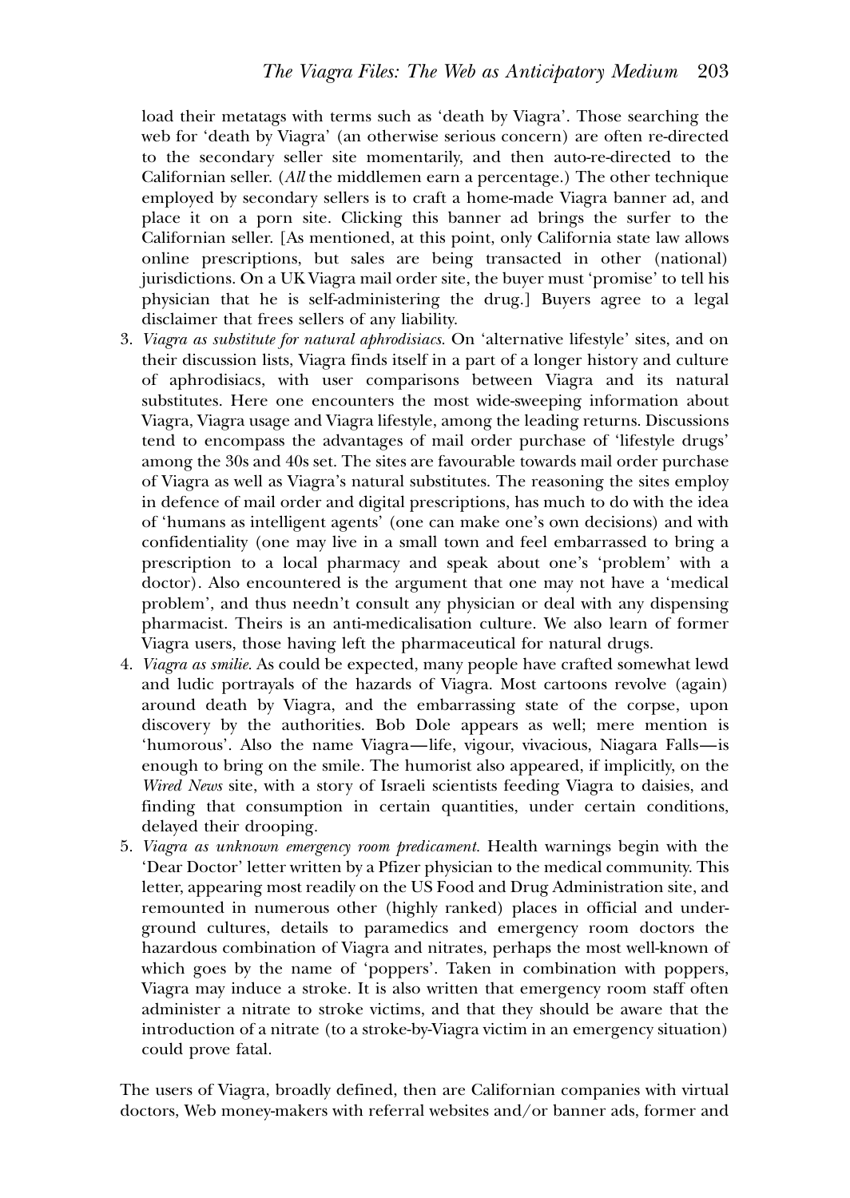load their metatags with terms such as 'death by Viagra'. Those searching the web for 'death by Viagra' (an otherwise serious concern) are often re-directed to the secondary seller site momentarily, and then auto-re-directed to the Californian seller. (*All* the middlemen earn a percentage.) The other technique employed by secondary sellers is to craft a home-made Viagra banner ad, and place it on a porn site. Clicking this banner ad brings the surfer to the Californian seller. [As mentioned, at this point, only California state law allows online prescriptions, but sales are being transacted in other (national) jurisdictions. On a UK Viagra mail order site, the buyer must 'promise' to tell his physician that he is self-administering the drug.] Buyers agree to a legal disclaimer that frees sellers of any liability.

3. *Viagra as substitute for natural aphrodisiacs.* On 'alternative lifestyle' sites, and on their discussion lists, Viagra finds itself in a part of a longer history and culture of aphrodisiacs, with user comparisons between Viagra and its natural substitutes. Here one encounters the most wide-sweeping information about Viagra, Viagra usage and Viagra lifestyle, among the leading returns. Discussions tend to encompass the advantages of mail order purchase of 'lifestyle drugs' among the 30s and 40s set. The sites are favourable towards mail order purchase of Viagra as well as Viagra's natural substitutes. The reasoning the sites employ in defence of mail order and digital prescriptions, has much to do with the idea of 'humans as intelligent agents' (one can make one's own decisions) and with confidentiality (one may live in a small town and feel embarrassed to bring a prescription to a local pharmacy and speak about one's 'problem' with a doctor). Also encountered is the argument that one may not have a 'medical problem', and thus needn't consult any physician or deal with any dispensing pharmacist. Theirs is an anti-medicalisation culture. We also learn of former Viagra users, those having left the pharmaceutical for natural drugs.
4. *Viagra as smilie.* As could be expected, many people have crafted somewhat lewd and ludic portrayals of the hazards of Viagra. Most cartoons revolve (again) around death by Viagra, and the embarrassing state of the corpse, upon discovery by the authorities. Bob Dole appears as well; mere mention is 'humorous'. Also the name Viagra—life, vigour, vivacious, Niagara Falls—is enough to bring on the smile. The humorist also appeared, if implicitly, on the *Wired News* site, with a story of Israeli scientists feeding Viagra to daisies, and finding that consumption in certain quantities, under certain conditions, delayed their drooping.
5. *Viagra as unknown emergency room predicament.* Health warnings begin with the 'Dear Doctor' letter written by a Pfizer physician to the medical community. This letter, appearing most readily on the US Food and Drug Administration site, and remounted in numerous other (highly ranked) places in official and underground cultures, details to paramedics and emergency room doctors the hazardous combination of Viagra and nitrates, perhaps the most well-known of which goes by the name of 'poppers'. Taken in combination with poppers, Viagra may induce a stroke. It is also written that emergency room staff often administer a nitrate to stroke victims, and that they should be aware that the introduction of a nitrate (to a stroke-by-Viagra victim in an emergency situation) could prove fatal.

The users of Viagra, broadly defined, then are Californian companies with virtual doctors, Web money-makers with referral websites and/or banner ads, former and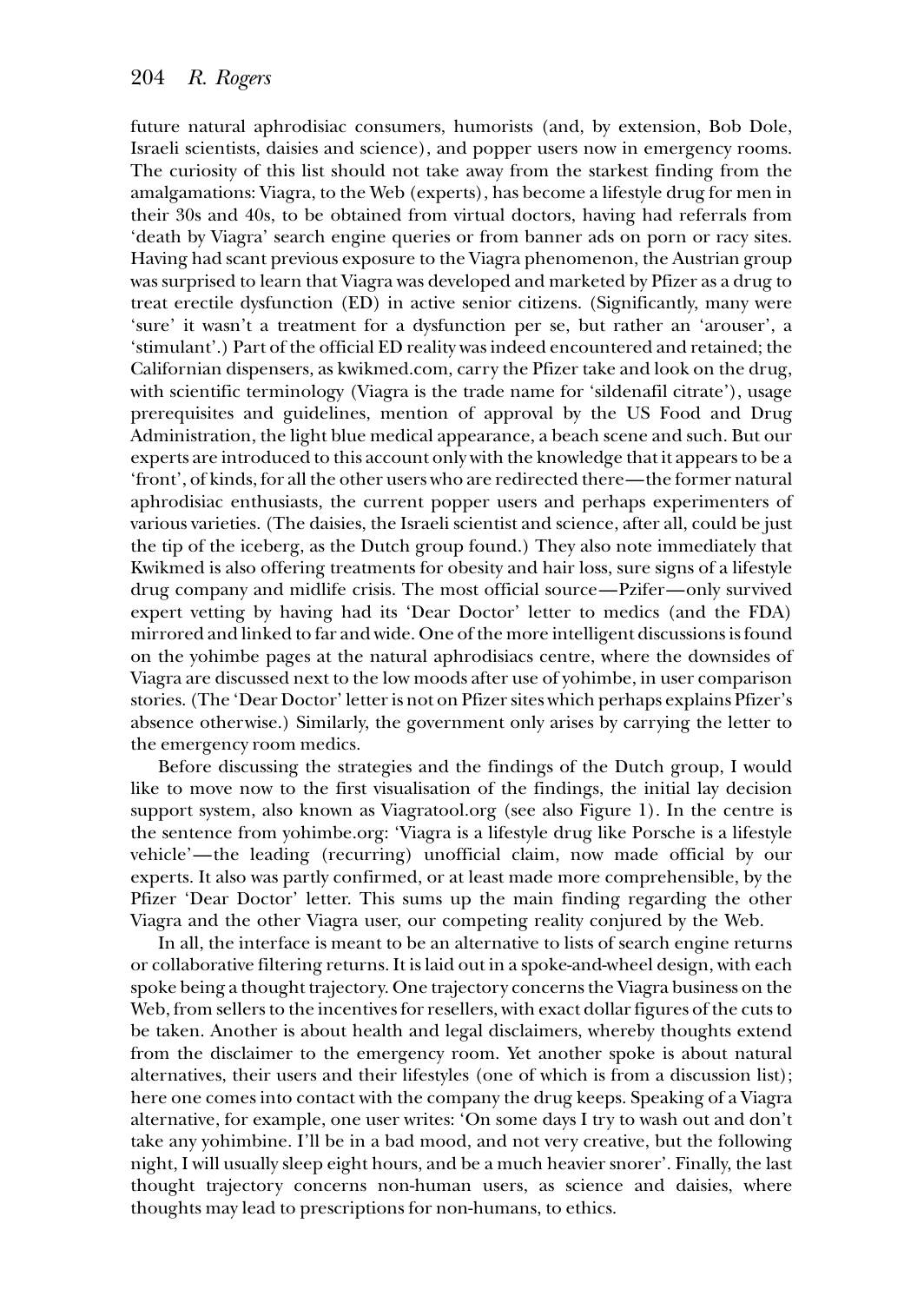future natural aphrodisiac consumers, humorists (and, by extension, Bob Dole, Israeli scientists, daisies and science), and popper users now in emergency rooms. The curiosity of this list should not take away from the starkest finding from the amalgamations: Viagra, to the Web (experts), has become a lifestyle drug for men in their 30s and 40s, to be obtained from virtual doctors, having had referrals from 'death by Viagra' search engine queries or from banner ads on porn or racy sites. Having had scant previous exposure to the Viagra phenomenon, the Austrian group was surprised to learn that Viagra was developed and marketed by Pfizer as a drug to treat erectile dysfunction (ED) in active senior citizens. (Significantly, many were 'sure' it wasn't a treatment for a dysfunction per se, but rather an 'arouser', a 'stimulant'.) Part of the official ED reality was indeed encountered and retained; the Californian dispensers, as kwikmed.com, carry the Pfizer take and look on the drug, with scientific terminology (Viagra is the trade name for 'sildenafil citrate'), usage prerequisites and guidelines, mention of approval by the US Food and Drug Administration, the light blue medical appearance, a beach scene and such. But our experts are introduced to this account only with the knowledge that it appears to be a 'front', of kinds, for all the other users who are redirected there—the former natural aphrodisiac enthusiasts, the current popper users and perhaps experimenters of various varieties. (The daisies, the Israeli scientist and science, after all, could be just the tip of the iceberg, as the Dutch group found.) They also note immediately that Kwikmed is also offering treatments for obesity and hair loss, sure signs of a lifestyle drug company and midlife crisis. The most official source—Pzifer—only survived expert vetting by having had its 'Dear Doctor' letter to medics (and the FDA) mirrored and linked to far and wide. One of the more intelligent discussions is found on the yohimbe pages at the natural aphrodisiacs centre, where the downsides of Viagra are discussed next to the low moods after use of yohimbe, in user comparison stories. (The 'Dear Doctor' letter is not on Pfizer sites which perhaps explains Pfizer's absence otherwise.) Similarly, the government only arises by carrying the letter to the emergency room medics.

Before discussing the strategies and the findings of the Dutch group, I would like to move now to the first visualisation of the findings, the initial lay decision support system, also known as Viagratool.org (see also Figure 1). In the centre is the sentence from yohimbe.org: 'Viagra is a lifestyle drug like Porsche is a lifestyle vehicle'—the leading (recurring) unofficial claim, now made official by our experts. It also was partly confirmed, or at least made more comprehensible, by the Pfizer 'Dear Doctor' letter. This sums up the main finding regarding the other Viagra and the other Viagra user, our competing reality conjured by the Web.

In all, the interface is meant to be an alternative to lists of search engine returns or collaborative filtering returns. It is laid out in a spoke-and-wheel design, with each spoke being a thought trajectory. One trajectory concerns the Viagra business on the Web, from sellers to the incentives for resellers, with exact dollar figures of the cuts to be taken. Another is about health and legal disclaimers, whereby thoughts extend from the disclaimer to the emergency room. Yet another spoke is about natural alternatives, their users and their lifestyles (one of which is from a discussion list); here one comes into contact with the company the drug keeps. Speaking of a Viagra alternative, for example, one user writes: 'On some days I try to wash out and don't take any yohimbine. I'll be in a bad mood, and not very creative, but the following night, I will usually sleep eight hours, and be a much heavier snorer'. Finally, the last thought trajectory concerns non-human users, as science and daisies, where thoughts may lead to prescriptions for non-humans, to ethics.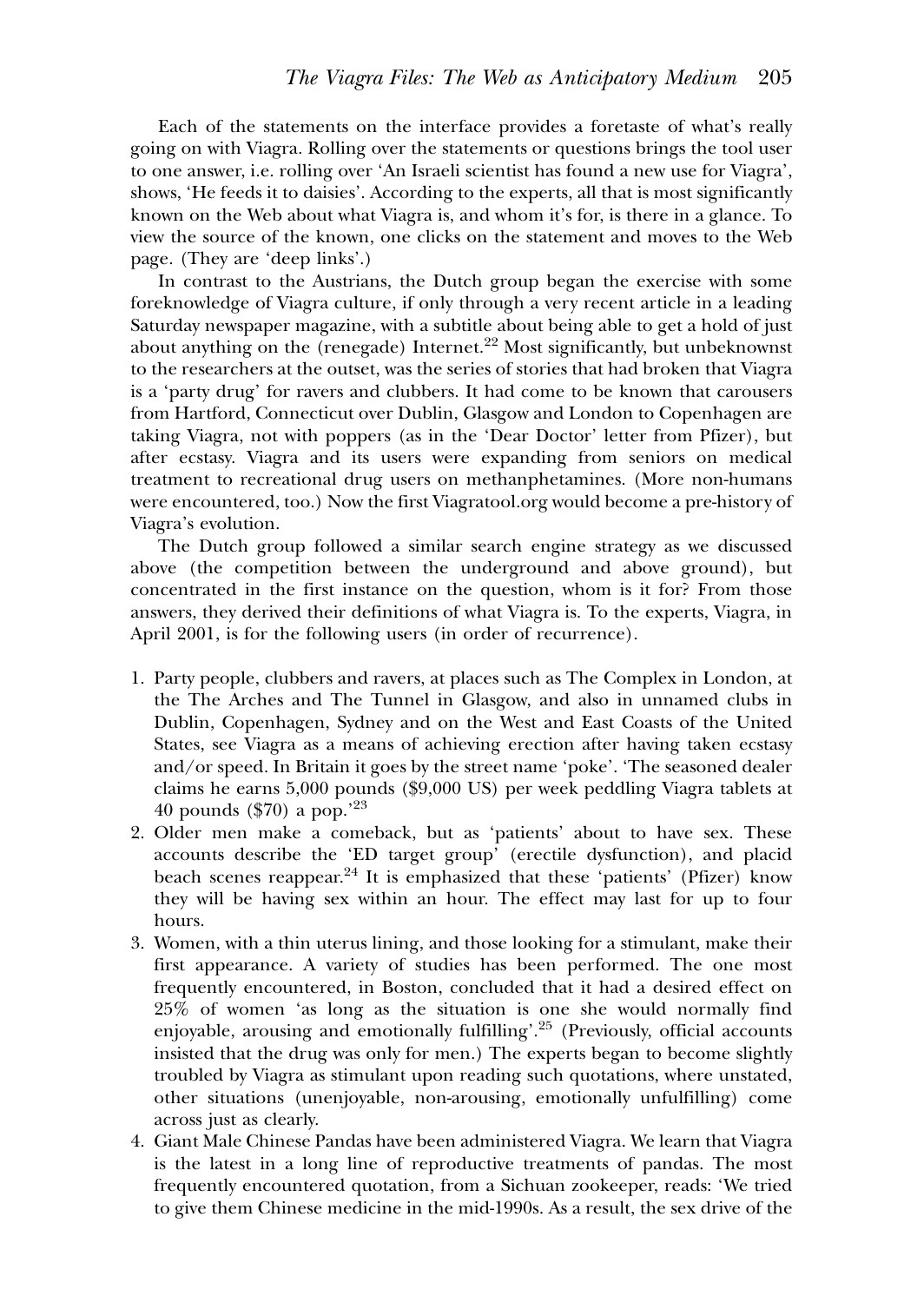Each of the statements on the interface provides a foretaste of what's really going on with Viagra. Rolling over the statements or questions brings the tool user to one answer, i.e. rolling over 'An Israeli scientist has found a new use for Viagra', shows, 'He feeds it to daisies'. According to the experts, all that is most significantly known on the Web about what Viagra is, and whom it's for, is there in a glance. To view the source of the known, one clicks on the statement and moves to the Web page. (They are 'deep links'.)

In contrast to the Austrians, the Dutch group began the exercise with some foreknowledge of Viagra culture, if only through a very recent article in a leading Saturday newspaper magazine, with a subtitle about being able to get a hold of just about anything on the (renegade) Internet.[22] Most significantly, but unbeknownst to the researchers at the outset, was the series of stories that had broken that Viagra is a 'party drug' for ravers and clubbers. It had come to be known that carousers from Hartford, Connecticut over Dublin, Glasgow and London to Copenhagen are taking Viagra, not with poppers (as in the 'Dear Doctor' letter from Pfizer), but after ecstasy. Viagra and its users were expanding from seniors on medical treatment to recreational drug users on methanphetamines. (More non-humans were encountered, too.) Now the first Viagratool.org would become a pre-history of Viagra's evolution.

The Dutch group followed a similar search engine strategy as we discussed above (the competition between the underground and above ground), but concentrated in the first instance on the question, whom is it for? From those answers, they derived their definitions of what Viagra is. To the experts, Viagra, in April 2001, is for the following users (in order of recurrence).

1. Party people, clubbers and ravers, at places such as The Complex in London, at the The Arches and The Tunnel in Glasgow, and also in unnamed clubs in Dublin, Copenhagen, Sydney and on the West and East Coasts of the United States, see Viagra as a means of achieving erection after having taken ecstasy and/or speed. In Britain it goes by the street name 'poke'. 'The seasoned dealer claims he earns 5,000 pounds ($9,000 US) per week peddling Viagra tablets at 40 pounds ($70) a pop.'[23]
2. Older men make a comeback, but as 'patients' about to have sex. These accounts describe the 'ED target group' (erectile dysfunction), and placid beach scenes reappear.[24] It is emphasized that these 'patients' (Pfizer) know they will be having sex within an hour. The effect may last for up to four hours.
3. Women, with a thin uterus lining, and those looking for a stimulant, make their first appearance. A variety of studies has been performed. The one most frequently encountered, in Boston, concluded that it had a desired effect on 25% of women 'as long as the situation is one she would normally find enjoyable, arousing and emotionally fulfilling'.[25] (Previously, official accounts insisted that the drug was only for men.) The experts began to become slightly troubled by Viagra as stimulant upon reading such quotations, where unstated, other situations (unenjoyable, non-arousing, emotionally unfulfilling) come across just as clearly.
4. Giant Male Chinese Pandas have been administered Viagra. We learn that Viagra is the latest in a long line of reproductive treatments of pandas. The most frequently encountered quotation, from a Sichuan zookeeper, reads: 'We tried to give them Chinese medicine in the mid-1990s. As a result, the sex drive of the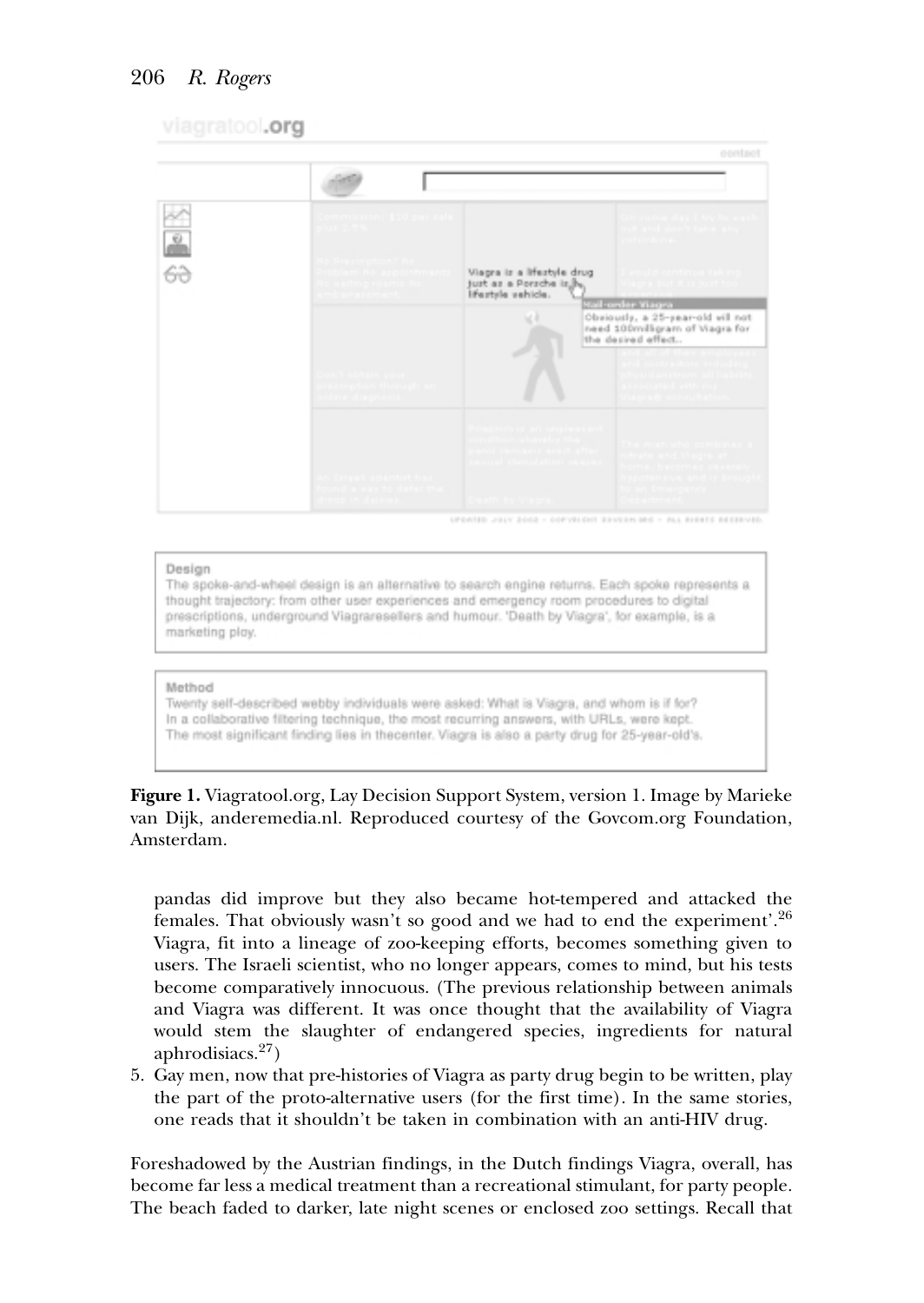**Design**

The spoke-and-wheel design is an alternative to search engine returns. Each spoke represents a thought trajectory: from other user experiences and emergency room procedures to digital prescriptions, underground Viagraresellers and humour. 'Death by Viagra', for example, is a marketing ploy.

**Method**

Twenty self-described webby individuals were asked: What is Viagra, and whom is if for? In a collaborative filtering technique, the most recurring answers, with URLs, were kept. The most significant finding lies in thecenter. Viagra is also a party drug for 25-year-old's.

**Figure 1.** Viagratool.org, Lay Decision Support System, version 1. Image by Marieke van Dijk, anderemedia.nl. Reproduced courtesy of the Govcom.org Foundation, Amsterdam.

pandas did improve but they also became hot-tempered and attacked the females. That obviously wasn't so good and we had to end the experiment'.[26] Viagra, fit into a lineage of zoo-keeping efforts, becomes something given to users. The Israeli scientist, who no longer appears, comes to mind, but his tests become comparatively innocuous. (The previous relationship between animals and Viagra was different. It was once thought that the availability of Viagra would stem the slaughter of endangered species, ingredients for natural aphrodisiacs.[27])

5. Gay men, now that pre-histories of Viagra as party drug begin to be written, play the part of the proto-alternative users (for the first time). In the same stories, one reads that it shouldn't be taken in combination with an anti-HIV drug.

Foreshadowed by the Austrian findings, in the Dutch findings Viagra, overall, has become far less a medical treatment than a recreational stimulant, for party people. The beach faded to darker, late night scenes or enclosed zoo settings. Recall that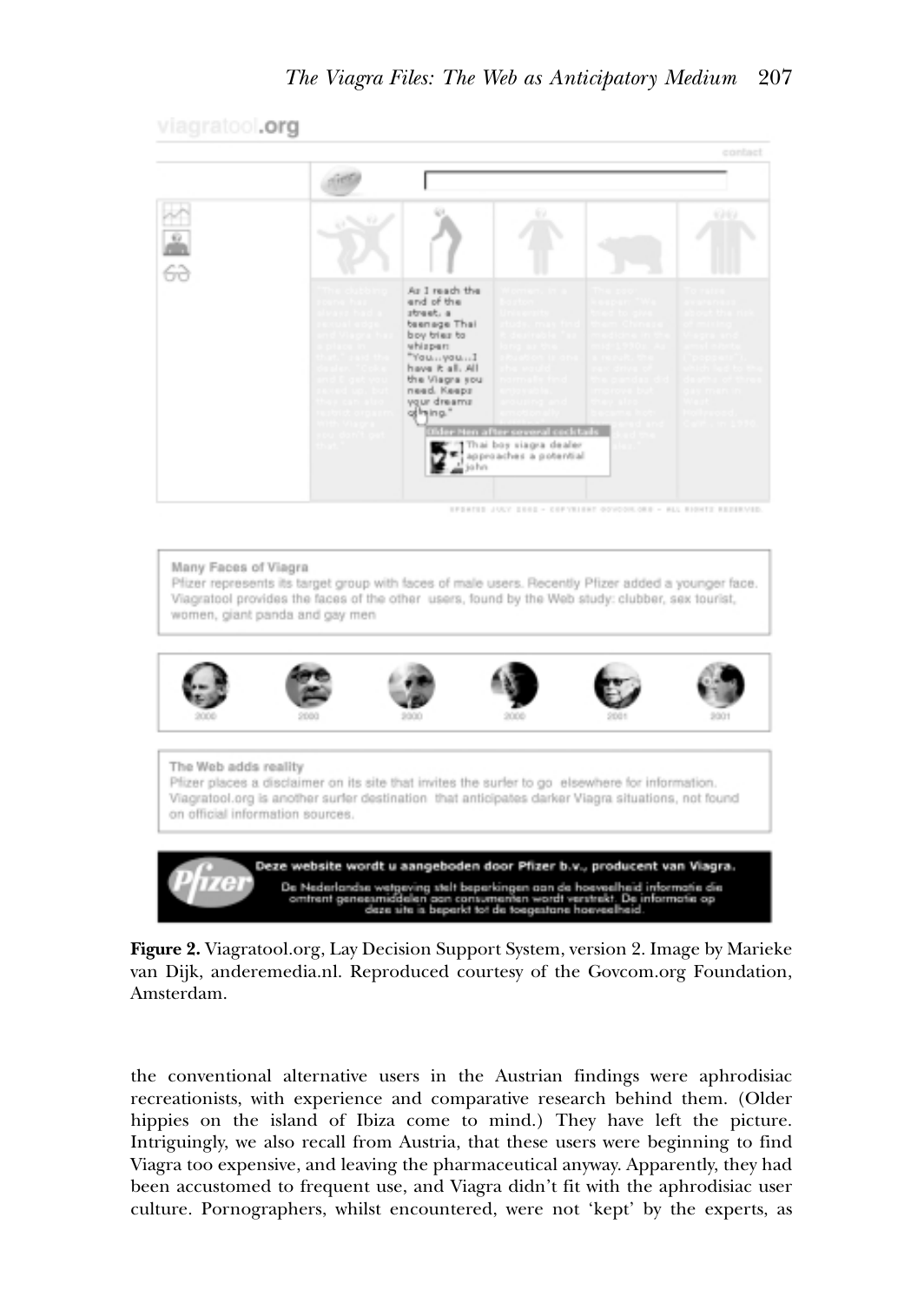**Figure 2.** Viagratool.org, Lay Decision Support System, version 2. Image by Marieke van Dijk, anderemedia.nl. Reproduced courtesy of the Govcom.org Foundation, Amsterdam.

the conventional alternative users in the Austrian findings were aphrodisiac recreationists, with experience and comparative research behind them. (Older hippies on the island of Ibiza come to mind.) They have left the picture. Intriguingly, we also recall from Austria, that these users were beginning to find Viagra too expensive, and leaving the pharmaceutical anyway. Apparently, they had been accustomed to frequent use, and Viagra didn't fit with the aphrodisiac user culture. Pornographers, whilst encountered, were not 'kept' by the experts, as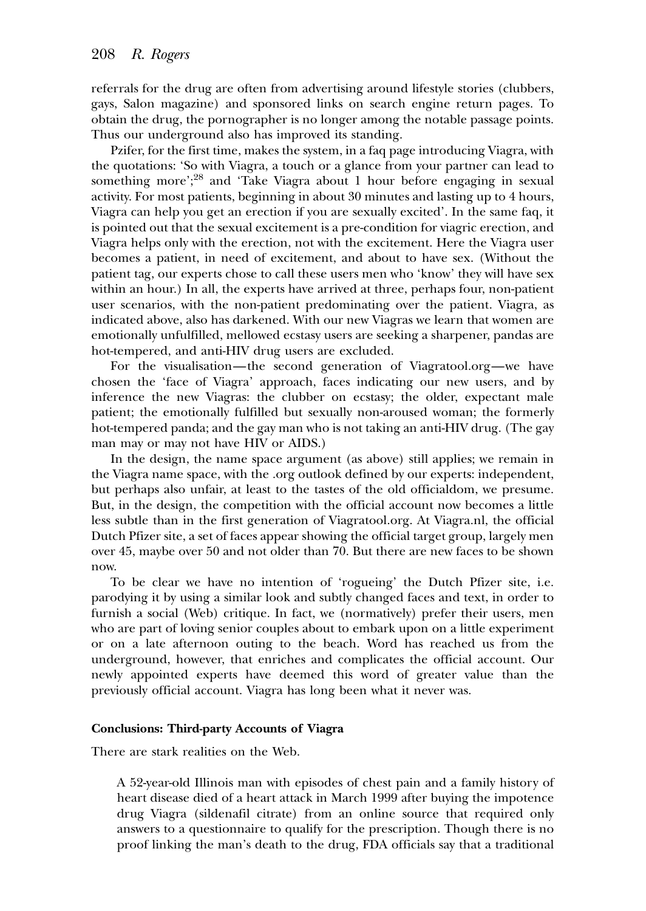referrals for the drug are often from advertising around lifestyle stories (clubbers, gays, Salon magazine) and sponsored links on search engine return pages. To obtain the drug, the pornographer is no longer among the notable passage points. Thus our underground also has improved its standing.

Pzifer, for the first time, makes the system, in a faq page introducing Viagra, with the quotations: 'So with Viagra, a touch or a glance from your partner can lead to something more';[28] and 'Take Viagra about 1 hour before engaging in sexual activity. For most patients, beginning in about 30 minutes and lasting up to 4 hours, Viagra can help you get an erection if you are sexually excited'. In the same faq, it is pointed out that the sexual excitement is a pre-condition for viagric erection, and Viagra helps only with the erection, not with the excitement. Here the Viagra user becomes a patient, in need of excitement, and about to have sex. (Without the patient tag, our experts chose to call these users men who 'know' they will have sex within an hour.) In all, the experts have arrived at three, perhaps four, non-patient user scenarios, with the non-patient predominating over the patient. Viagra, as indicated above, also has darkened. With our new Viagras we learn that women are emotionally unfulfilled, mellowed ecstasy users are seeking a sharpener, pandas are hot-tempered, and anti-HIV drug users are excluded.

For the visualisation—the second generation of Viagratool.org—we have chosen the 'face of Viagra' approach, faces indicating our new users, and by inference the new Viagras: the clubber on ecstasy; the older, expectant male patient; the emotionally fulfilled but sexually non-aroused woman; the formerly hot-tempered panda; and the gay man who is not taking an anti-HIV drug. (The gay man may or may not have HIV or AIDS.)

In the design, the name space argument (as above) still applies; we remain in the Viagra name space, with the .org outlook defined by our experts: independent, but perhaps also unfair, at least to the tastes of the old officialdom, we presume. But, in the design, the competition with the official account now becomes a little less subtle than in the first generation of Viagratool.org. At Viagra.nl, the official Dutch Pfizer site, a set of faces appear showing the official target group, largely men over 45, maybe over 50 and not older than 70. But there are new faces to be shown now.

To be clear we have no intention of 'rogueing' the Dutch Pfizer site, i.e. parodying it by using a similar look and subtly changed faces and text, in order to furnish a social (Web) critique. In fact, we (normatively) prefer their users, men who are part of loving senior couples about to embark upon on a little experiment or on a late afternoon outing to the beach. Word has reached us from the underground, however, that enriches and complicates the official account. Our newly appointed experts have deemed this word of greater value than the previously official account. Viagra has long been what it never was.

### Conclusions: Third-party Accounts of Viagra

There are stark realities on the Web.

> A 52-year-old Illinois man with episodes of chest pain and a family history of heart disease died of a heart attack in March 1999 after buying the impotence drug Viagra (sildenafil citrate) from an online source that required only answers to a questionnaire to qualify for the prescription. Though there is no proof linking the man's death to the drug, FDA officials say that a traditional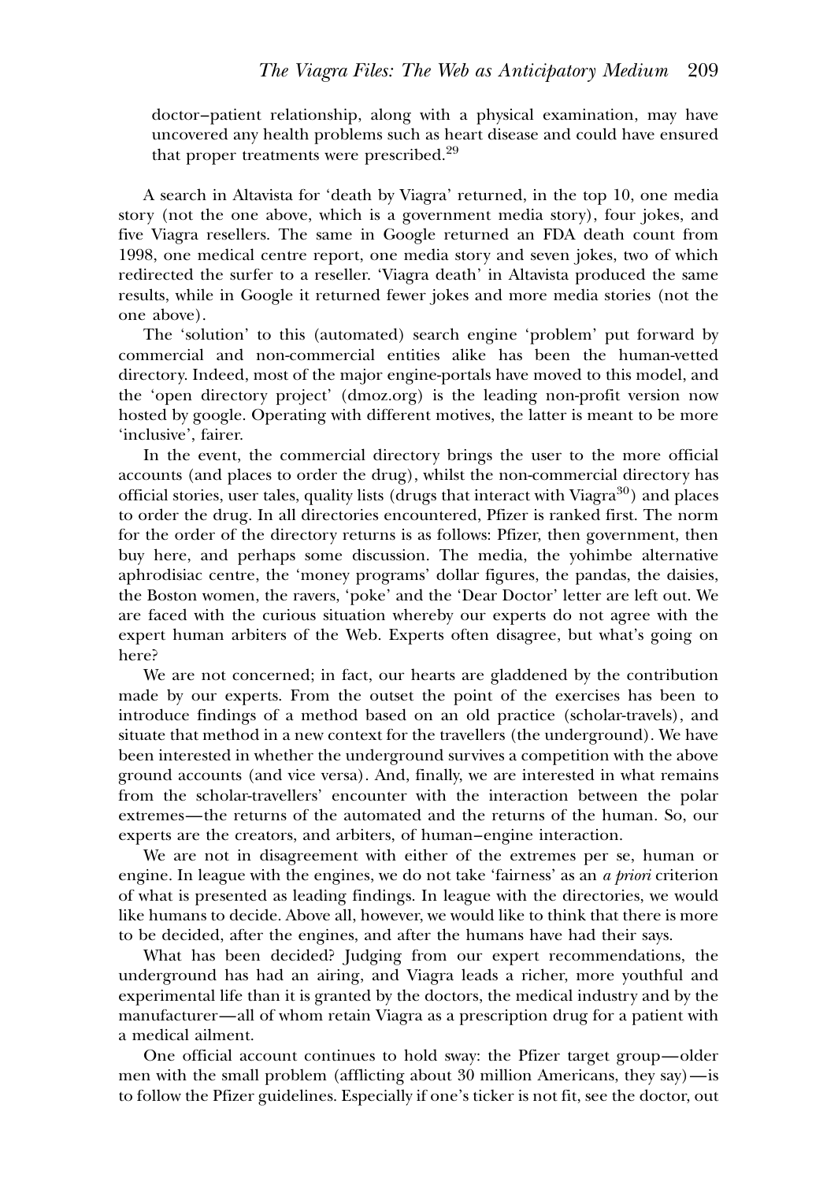doctor–patient relationship, along with a physical examination, may have uncovered any health problems such as heart disease and could have ensured that proper treatments were prescribed.[29]

A search in Altavista for 'death by Viagra' returned, in the top 10, one media story (not the one above, which is a government media story), four jokes, and five Viagra resellers. The same in Google returned an FDA death count from 1998, one medical centre report, one media story and seven jokes, two of which redirected the surfer to a reseller. 'Viagra death' in Altavista produced the same results, while in Google it returned fewer jokes and more media stories (not the one above).

The 'solution' to this (automated) search engine 'problem' put forward by commercial and non-commercial entities alike has been the human-vetted directory. Indeed, most of the major engine-portals have moved to this model, and the 'open directory project' (dmoz.org) is the leading non-profit version now hosted by google. Operating with different motives, the latter is meant to be more 'inclusive', fairer.

In the event, the commercial directory brings the user to the more official accounts (and places to order the drug), whilst the non-commercial directory has official stories, user tales, quality lists (drugs that interact with Viagra[30]) and places to order the drug. In all directories encountered, Pfizer is ranked first. The norm for the order of the directory returns is as follows: Pfizer, then government, then buy here, and perhaps some discussion. The media, the yohimbe alternative aphrodisiac centre, the 'money programs' dollar figures, the pandas, the daisies, the Boston women, the ravers, 'poke' and the 'Dear Doctor' letter are left out. We are faced with the curious situation whereby our experts do not agree with the expert human arbiters of the Web. Experts often disagree, but what's going on here?

We are not concerned; in fact, our hearts are gladdened by the contribution made by our experts. From the outset the point of the exercises has been to introduce findings of a method based on an old practice (scholar-travels), and situate that method in a new context for the travellers (the underground). We have been interested in whether the underground survives a competition with the above ground accounts (and vice versa). And, finally, we are interested in what remains from the scholar-travellers' encounter with the interaction between the polar extremes—the returns of the automated and the returns of the human. So, our experts are the creators, and arbiters, of human–engine interaction.

We are not in disagreement with either of the extremes per se, human or engine. In league with the engines, we do not take 'fairness' as an *a priori* criterion of what is presented as leading findings. In league with the directories, we would like humans to decide. Above all, however, we would like to think that there is more to be decided, after the engines, and after the humans have had their says.

What has been decided? Judging from our expert recommendations, the underground has had an airing, and Viagra leads a richer, more youthful and experimental life than it is granted by the doctors, the medical industry and by the manufacturer—all of whom retain Viagra as a prescription drug for a patient with a medical ailment.

One official account continues to hold sway: the Pfizer target group—older men with the small problem (afflicting about 30 million Americans, they say)—is to follow the Pfizer guidelines. Especially if one's ticker is not fit, see the doctor, out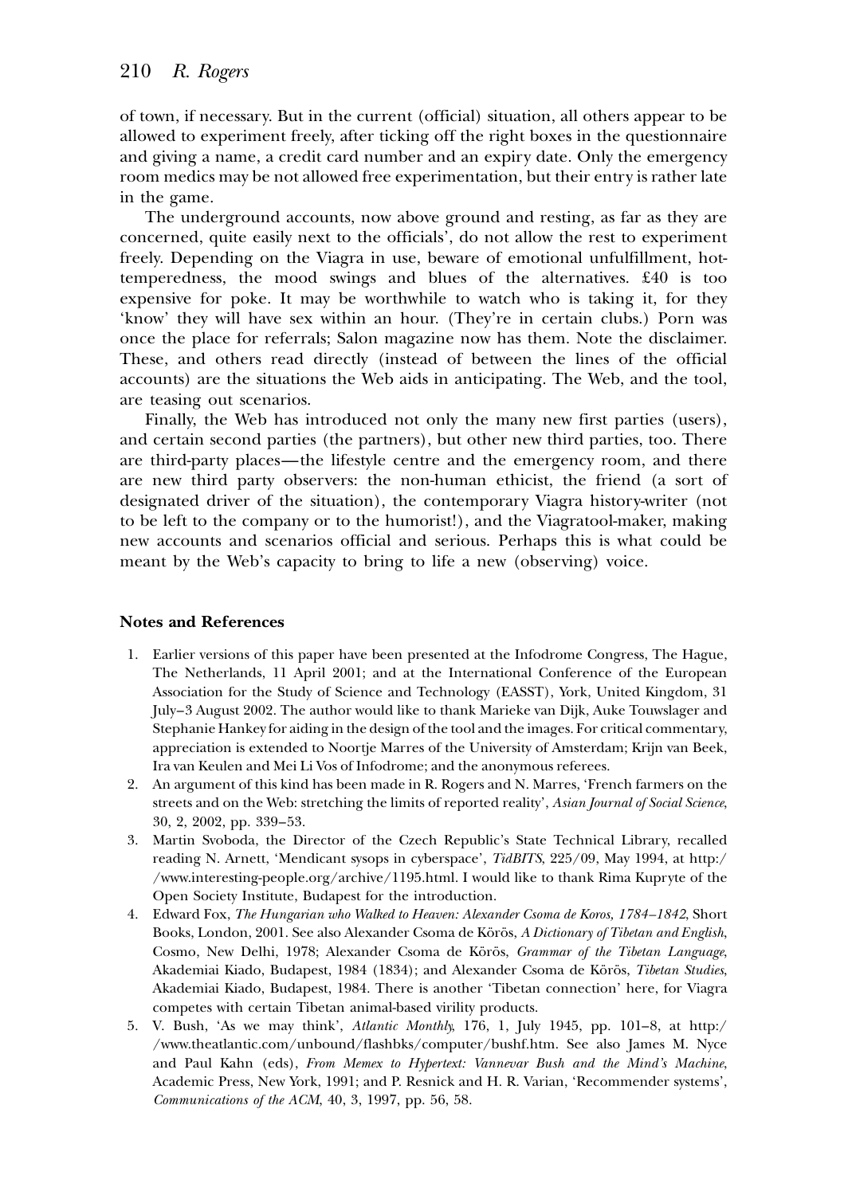of town, if necessary. But in the current (official) situation, all others appear to be allowed to experiment freely, after ticking off the right boxes in the questionnaire and giving a name, a credit card number and an expiry date. Only the emergency room medics may be not allowed free experimentation, but their entry is rather late in the game.

The underground accounts, now above ground and resting, as far as they are concerned, quite easily next to the officials', do not allow the rest to experiment freely. Depending on the Viagra in use, beware of emotional unfulfillment, hot-temperedness, the mood swings and blues of the alternatives. £40 is too expensive for poke. It may be worthwhile to watch who is taking it, for they 'know' they will have sex within an hour. (They're in certain clubs.) Porn was once the place for referrals; Salon magazine now has them. Note the disclaimer. These, and others read directly (instead of between the lines of the official accounts) are the situations the Web aids in anticipating. The Web, and the tool, are teasing out scenarios.

Finally, the Web has introduced not only the many new first parties (users), and certain second parties (the partners), but other new third parties, too. There are third-party places—the lifestyle centre and the emergency room, and there are new third party observers: the non-human ethicist, the friend (a sort of designated driver of the situation), the contemporary Viagra history-writer (not to be left to the company or to the humorist!), and the Viagratool-maker, making new accounts and scenarios official and serious. Perhaps this is what could be meant by the Web's capacity to bring to life a new (observing) voice.

## Notes and References

1. Earlier versions of this paper have been presented at the Infodrome Congress, The Hague, The Netherlands, 11 April 2001; and at the International Conference of the European Association for the Study of Science and Technology (EASST), York, United Kingdom, 31 July–3 August 2002. The author would like to thank Marieke van Dijk, Auke Touwslager and Stephanie Hankey for aiding in the design of the tool and the images. For critical commentary, appreciation is extended to Noortje Marres of the University of Amsterdam; Krijn van Beek, Ira van Keulen and Mei Li Vos of Infodrome; and the anonymous referees.
2. An argument of this kind has been made in R. Rogers and N. Marres, 'French farmers on the streets and on the Web: stretching the limits of reported reality', *Asian Journal of Social Science*, 30, 2, 2002, pp. 339–53.
3. Martin Svoboda, the Director of the Czech Republic's State Technical Library, recalled reading N. Arnett, 'Mendicant sysops in cyberspace', *TidBITS*, 225/09, May 1994, at http://www.interesting-people.org/archive/1195.html. I would like to thank Rima Kupryte of the Open Society Institute, Budapest for the introduction.
4. Edward Fox, *The Hungarian who Walked to Heaven: Alexander Csoma de Koros, 1784–1842*, Short Books, London, 2001. See also Alexander Csoma de Körös, *A Dictionary of Tibetan and English*, Cosmo, New Delhi, 1978; Alexander Csoma de Körös, *Grammar of the Tibetan Language*, Akademiai Kiado, Budapest, 1984 (1834); and Alexander Csoma de Körös, *Tibetan Studies*, Akademiai Kiado, Budapest, 1984. There is another 'Tibetan connection' here, for Viagra competes with certain Tibetan animal-based virility products.
5. V. Bush, 'As we may think', *Atlantic Monthly*, 176, 1, July 1945, pp. 101–8, at http://www.theatlantic.com/unbound/flashbks/computer/bushf.htm. See also James M. Nyce and Paul Kahn (eds), *From Memex to Hypertext: Vannevar Bush and the Mind's Machine*, Academic Press, New York, 1991; and P. Resnick and H. R. Varian, 'Recommender systems', *Communications of the ACM*, 40, 3, 1997, pp. 56, 58.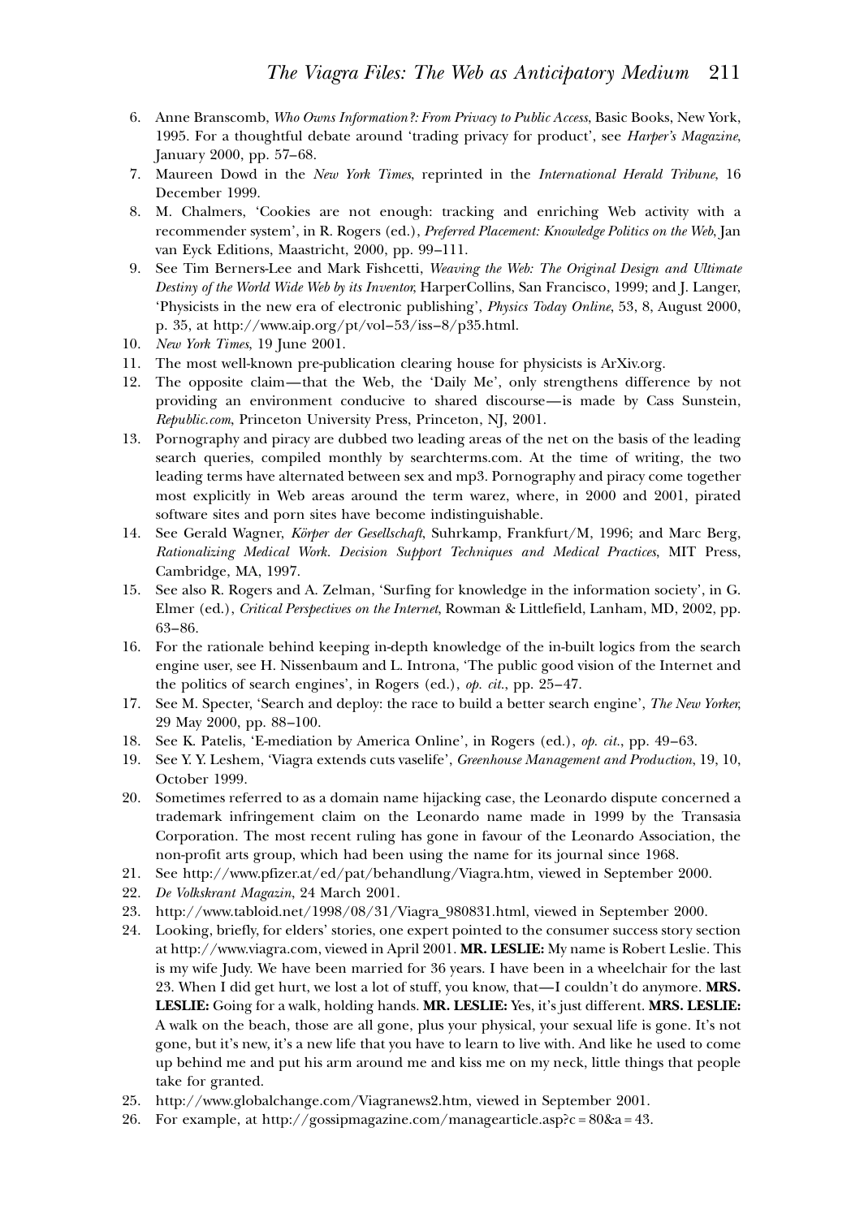6. Anne Branscomb, *Who Owns Information?: From Privacy to Public Access*, Basic Books, New York, 1995. For a thoughtful debate around 'trading privacy for product', see *Harper's Magazine*, January 2000, pp. 57–68.
7. Maureen Dowd in the *New York Times*, reprinted in the *International Herald Tribune*, 16 December 1999.
8. M. Chalmers, 'Cookies are not enough: tracking and enriching Web activity with a recommender system', in R. Rogers (ed.), *Preferred Placement: Knowledge Politics on the Web*, Jan van Eyck Editions, Maastricht, 2000, pp. 99–111.
9. See Tim Berners-Lee and Mark Fishcetti, *Weaving the Web: The Original Design and Ultimate Destiny of the World Wide Web by its Inventor*, HarperCollins, San Francisco, 1999; and J. Langer, 'Physicists in the new era of electronic publishing', *Physics Today Online*, 53, 8, August 2000, p. 35, at http://www.aip.org/pt/vol–53/iss–8/p35.html.
10. *New York Times*, 19 June 2001.
11. The most well-known pre-publication clearing house for physicists is ArXiv.org.
12. The opposite claim—that the Web, the 'Daily Me', only strengthens difference by not providing an environment conducive to shared discourse—is made by Cass Sunstein, *Republic.com*, Princeton University Press, Princeton, NJ, 2001.
13. Pornography and piracy are dubbed two leading areas of the net on the basis of the leading search queries, compiled monthly by searchterms.com. At the time of writing, the two leading terms have alternated between sex and mp3. Pornography and piracy come together most explicitly in Web areas around the term warez, where, in 2000 and 2001, pirated software sites and porn sites have become indistinguishable.
14. See Gerald Wagner, *Körper der Gesellschaft*, Suhrkamp, Frankfurt/M, 1996; and Marc Berg, *Rationalizing Medical Work. Decision Support Techniques and Medical Practices*, MIT Press, Cambridge, MA, 1997.
15. See also R. Rogers and A. Zelman, 'Surfing for knowledge in the information society', in G. Elmer (ed.), *Critical Perspectives on the Internet*, Rowman & Littlefield, Lanham, MD, 2002, pp. 63–86.
16. For the rationale behind keeping in-depth knowledge of the in-built logics from the search engine user, see H. Nissenbaum and L. Introna, 'The public good vision of the Internet and the politics of search engines', in Rogers (ed.), *op. cit.*, pp. 25–47.
17. See M. Specter, 'Search and deploy: the race to build a better search engine', *The New Yorker*, 29 May 2000, pp. 88–100.
18. See K. Patelis, 'E-mediation by America Online', in Rogers (ed.), *op. cit.*, pp. 49–63.
19. See Y. Y. Leshem, 'Viagra extends cuts vaselife', *Greenhouse Management and Production*, 19, 10, October 1999.
20. Sometimes referred to as a domain name hijacking case, the Leonardo dispute concerned a trademark infringement claim on the Leonardo name made in 1999 by the Transasia Corporation. The most recent ruling has gone in favour of the Leonardo Association, the non-profit arts group, which had been using the name for its journal since 1968.
21. See http://www.pfizer.at/ed/pat/behandlung/Viagra.htm, viewed in September 2000.
22. *De Volkskrant Magazin*, 24 March 2001.
23. http://www.tabloid.net/1998/08/31/Viagra_980831.html, viewed in September 2000.
24. Looking, briefly, for elders' stories, one expert pointed to the consumer success story section at http://www.viagra.com, viewed in April 2001. **MR. LESLIE:** My name is Robert Leslie. This is my wife Judy. We have been married for 36 years. I have been in a wheelchair for the last 23. When I did get hurt, we lost a lot of stuff, you know, that—I couldn't do anymore. **MRS. LESLIE:** Going for a walk, holding hands. **MR. LESLIE:** Yes, it's just different. **MRS. LESLIE:** A walk on the beach, those are all gone, plus your physical, your sexual life is gone. It's not gone, but it's new, it's a new life that you have to learn to live with. And like he used to come up behind me and put his arm around me and kiss me on my neck, little things that people take for granted.
25. http://www.globalchange.com/Viagranews2.htm, viewed in September 2001.
26. For example, at http://gossipmagazine.com/managearticle.asp?c = 80&a = 43.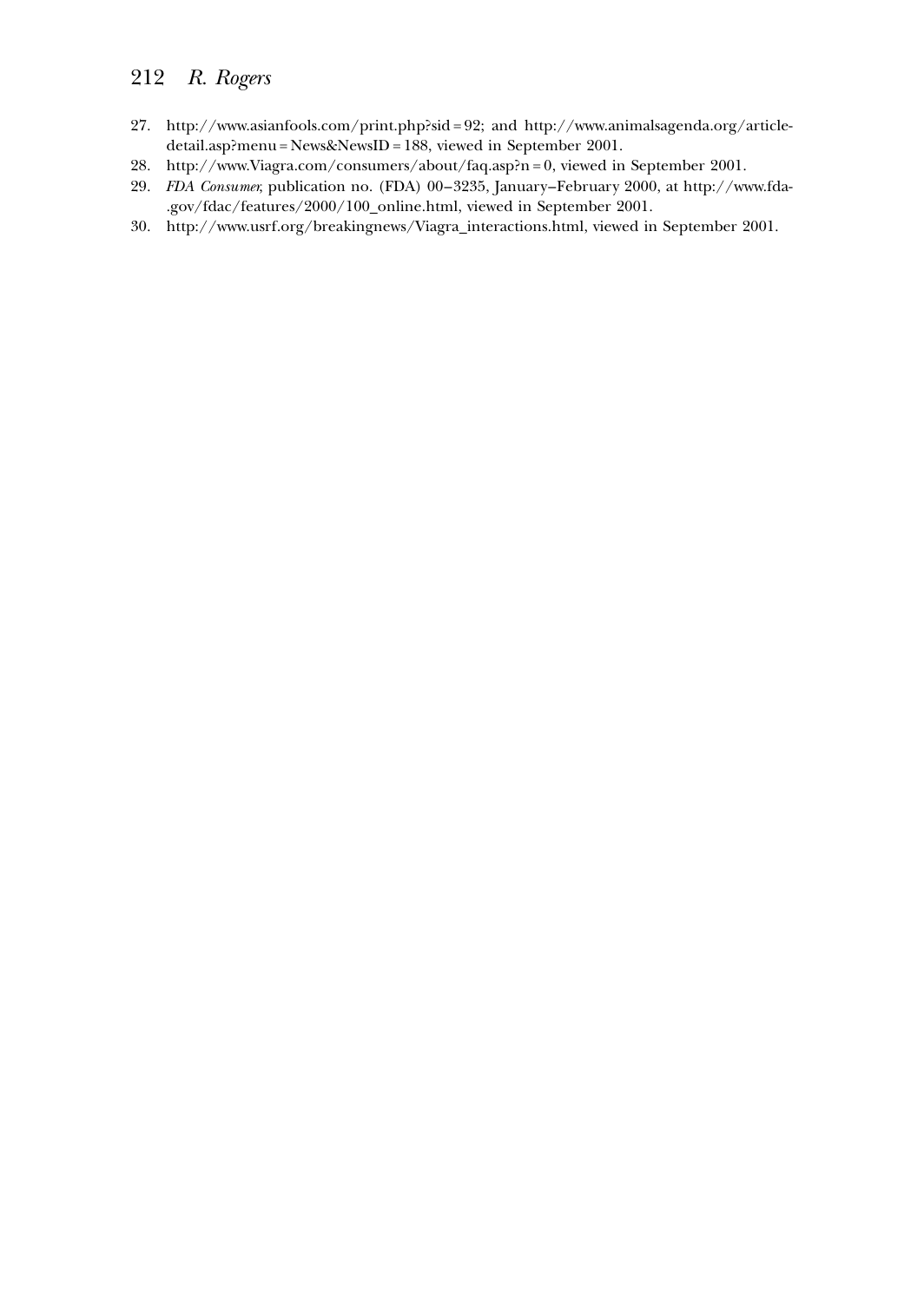27. http://www.asianfools.com/print.php?sid = 92; and http://www.animalsagenda.org/article-detail.asp?menu = News&NewsID = 188, viewed in September 2001.
28. http://www.Viagra.com/consumers/about/faq.asp?n = 0, viewed in September 2001.
29. *FDA Consumer*, publication no. (FDA) 00–3235, January–February 2000, at http://www.fda-.gov/fdac/features/2000/100_online.html, viewed in September 2001.
30. http://www.usrf.org/breakingnews/Viagra_interactions.html, viewed in September 2001.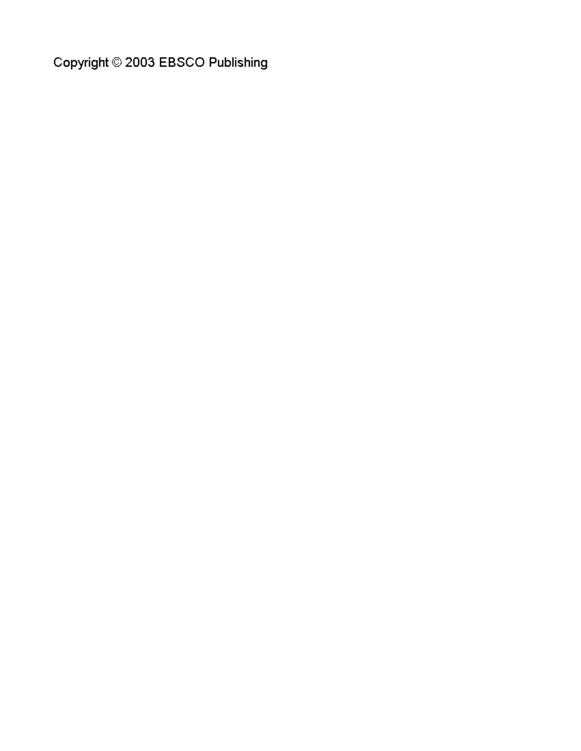Copyright © 2003 EBSCO Publishing